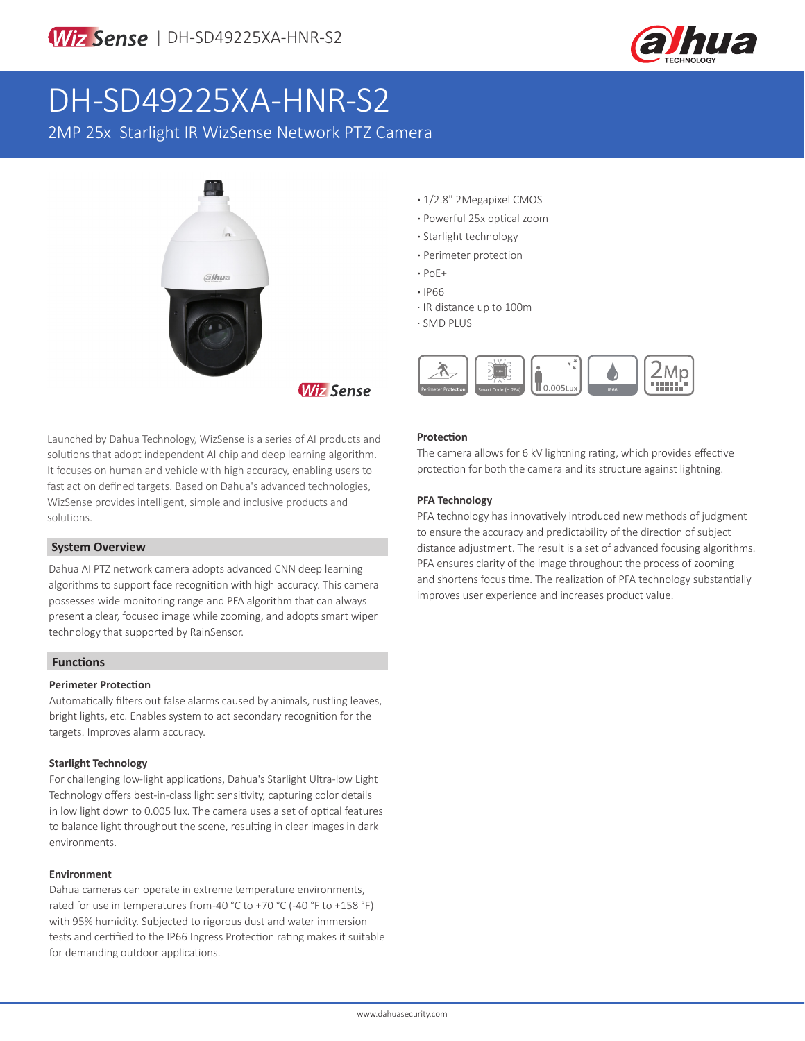WizSense | DH-SD49225XA-HNR-S2

# DH-SD49225XA-HNR-S2

2MP 25x Starlight IR WizSense Network PTZ Camera

- 1/2.8" 2Megapixel CMOS
- Powerful 25x optical zoom
- Starlight technology
- Perimeter protection
- PoE+
- IP66
- IR distance up to 100m
- SMD PLUS

Launched by Dahua Technology, WizSense is a series of AI products and solutions that adopt independent AI chip and deep learning algorithm. It focuses on human and vehicle with high accuracy, enabling users to fast act on defined targets. Based on Dahua's advanced technologies, WizSense provides intelligent, simple and inclusive products and solutions.

## System Overview

Dahua AI PTZ network camera adopts advanced CNN deep learning algorithms to support face recognition with high accuracy. This camera possesses wide monitoring range and PFA algorithm that can always present a clear, focused image while zooming, and adopts smart wiper technology that supported by RainSensor.

## Functions

### Perimeter Protection

Automatically filters out false alarms caused by animals, rustling leaves, bright lights, etc. Enables system to act secondary recognition for the targets. Improves alarm accuracy.

### Starlight Technology

For challenging low-light applications, Dahua's Starlight Ultra-low Light Technology offers best-in-class light sensitivity, capturing color details in low light down to 0.005 lux. The camera uses a set of optical features to balance light throughout the scene, resulting in clear images in dark environments.

### Environment

Dahua cameras can operate in extreme temperature environments, rated for use in temperatures from-40 °C to +70 °C (-40 °F to +158 °F) with 95% humidity. Subjected to rigorous dust and water immersion tests and certified to the IP66 Ingress Protection rating makes it suitable for demanding outdoor applications.

### Protection

The camera allows for 6 kV lightning rating, which provides effective protection for both the camera and its structure against lightning.

### PFA Technology

PFA technology has innovatively introduced new methods of judgment to ensure the accuracy and predictability of the direction of subject distance adjustment. The result is a set of advanced focusing algorithms. PFA ensures clarity of the image throughout the process of zooming and shortens focus time. The realization of PFA technology substantially improves user experience and increases product value.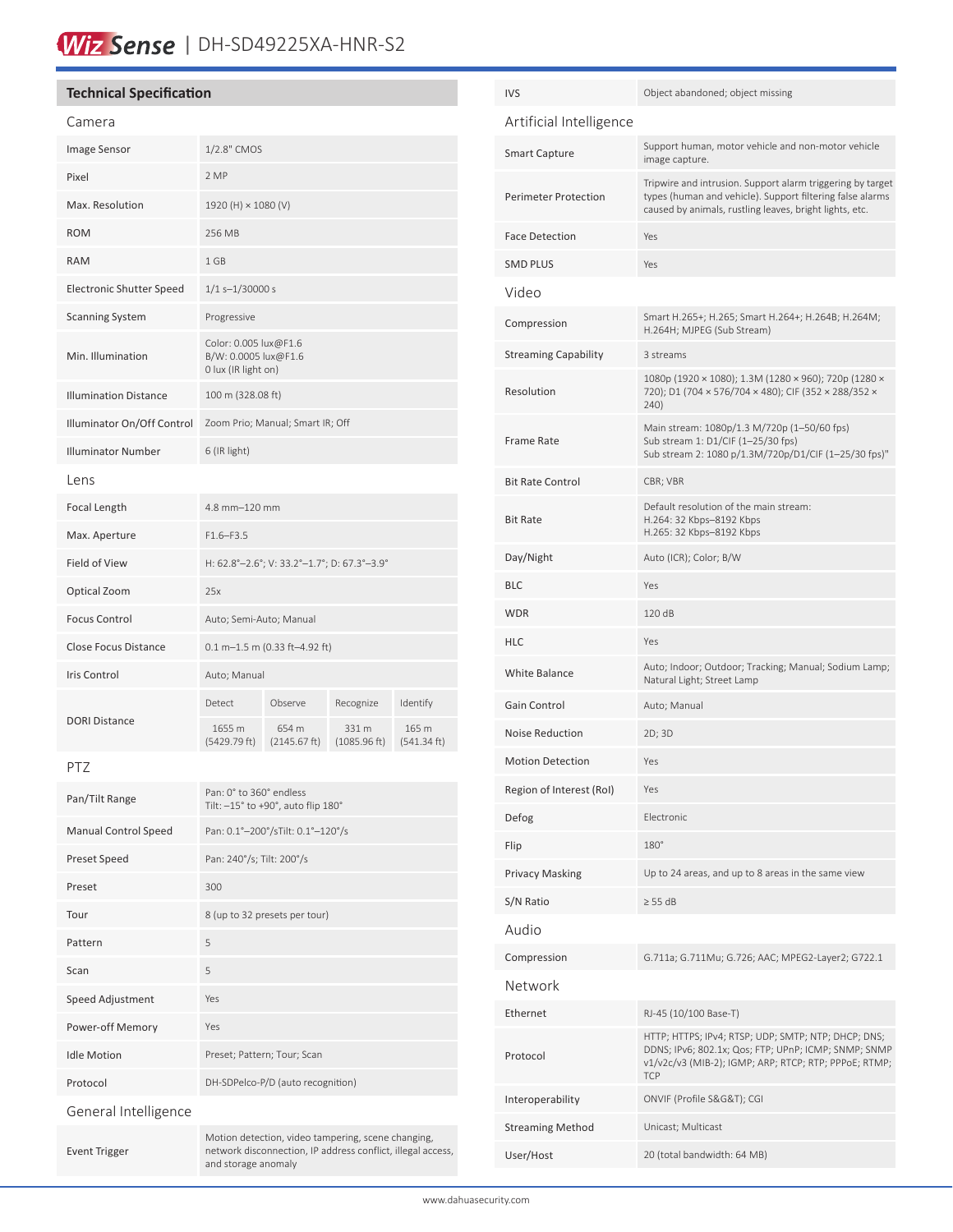# Wiz Sense | DH-SD49225XA-HNR-S2

## Technical Specification

### Camera

| | |
|---|---|
| Image Sensor | 1/2.8" CMOS |
| Pixel | 2 MP |
| Max. Resolution | 1920 (H) × 1080 (V) |
| ROM | 256 MB |
| RAM | 1 GB |
| Electronic Shutter Speed | 1/1 s–1/30000 s |
| Scanning System | Progressive |
| Min. Illumination | Color: 0.005 lux@F1.6<br>B/W: 0.0005 lux@F1.6<br>0 lux (IR light on) |
| Illumination Distance | 100 m (328.08 ft) |
| Illuminator On/Off Control | Zoom Prio; Manual; Smart IR; Off |
| Illuminator Number | 6 (IR light) |

### Lens

| | | | | |
|---|---|---|---|---|
| Focal Length | 4.8 mm–120 mm | | | |
| Max. Aperture | F1.6–F3.5 | | | |
| Field of View | H: 62.8°–2.6°; V: 33.2°–1.7°; D: 67.3°–3.9° | | | |
| Optical Zoom | 25x | | | |
| Focus Control | Auto; Semi-Auto; Manual | | | |
| Close Focus Distance | 0.1 m–1.5 m (0.33 ft–4.92 ft) | | | |
| Iris Control | Auto; Manual | | | |
| DORI Distance | Detect | Observe | Recognize | Identify |
| | 1655 m (5429.79 ft) | 654 m (2145.67 ft) | 331 m (1085.96 ft) | 165 m (541.34 ft) |

### PTZ

| | |
|---|---|
| Pan/Tilt Range | Pan: 0° to 360° endless<br>Tilt: –15° to +90°, auto flip 180° |
| Manual Control Speed | Pan: 0.1°–200°/sTilt: 0.1°–120°/s |
| Preset Speed | Pan: 240°/s; Tilt: 200°/s |
| Preset | 300 |
| Tour | 8 (up to 32 presets per tour) |
| Pattern | 5 |
| Scan | 5 |
| Speed Adjustment | Yes |
| Power-off Memory | Yes |
| Idle Motion | Preset; Pattern; Tour; Scan |
| Protocol | DH-SDPelco-P/D (auto recognition) |

### General Intelligence

| | |
|---|---|
| Event Trigger | Motion detection, video tampering, scene changing, network disconnection, IP address conflict, illegal access, and storage anomaly |
| IVS | Object abandoned; object missing |

### Artificial Intelligence

| | |
|---|---|
| Smart Capture | Support human, motor vehicle and non-motor vehicle image capture. |
| Perimeter Protection | Tripwire and intrusion. Support alarm triggering by target types (human and vehicle). Support filtering false alarms caused by animals, rustling leaves, bright lights, etc. |
| Face Detection | Yes |
| SMD PLUS | Yes |

### Video

| | |
|---|---|
| Compression | Smart H.265+; H.265; Smart H.264+; H.264B; H.264M; H.264H; MJPEG (Sub Stream) |
| Streaming Capability | 3 streams |
| Resolution | 1080p (1920 × 1080); 1.3M (1280 × 960); 720p (1280 × 720); D1 (704 × 576/704 × 480); CIF (352 × 288/352 × 240) |
| Frame Rate | Main stream: 1080p/1.3 M/720p (1–50/60 fps)<br>Sub stream 1: D1/CIF (1–25/30 fps)<br>Sub stream 2: 1080 p/1.3M/720p/D1/CIF (1–25/30 fps)" |
| Bit Rate Control | CBR; VBR |
| Bit Rate | Default resolution of the main stream:<br>H.264: 32 Kbps–8192 Kbps<br>H.265: 32 Kbps–8192 Kbps |
| Day/Night | Auto (ICR); Color; B/W |
| BLC | Yes |
| WDR | 120 dB |
| HLC | Yes |
| White Balance | Auto; Indoor; Outdoor; Tracking; Manual; Sodium Lamp; Natural Light; Street Lamp |
| Gain Control | Auto; Manual |
| Noise Reduction | 2D; 3D |
| Motion Detection | Yes |
| Region of Interest (RoI) | Yes |
| Defog | Electronic |
| Flip | 180° |
| Privacy Masking | Up to 24 areas, and up to 8 areas in the same view |
| S/N Ratio | ≥ 55 dB |

### Audio

| | |
|---|---|
| Compression | G.711a; G.711Mu; G.726; AAC; MPEG2-Layer2; G722.1 |

### Network

| | |
|---|---|
| Ethernet | RJ-45 (10/100 Base-T) |
| Protocol | HTTP; HTTPS; IPv4; RTSP; UDP; SMTP; NTP; DHCP; DNS; DDNS; IPv6; 802.1x; Qos; FTP; UPnP; ICMP; SNMP; SNMP v1/v2c/v3 (MIB-2); IGMP; ARP; RTCP; RTP; PPPoE; RTMP; TCP |
| Interoperability | ONVIF (Profile S&G&T); CGI |
| Streaming Method | Unicast; Multicast |
| User/Host | 20 (total bandwidth: 64 MB) |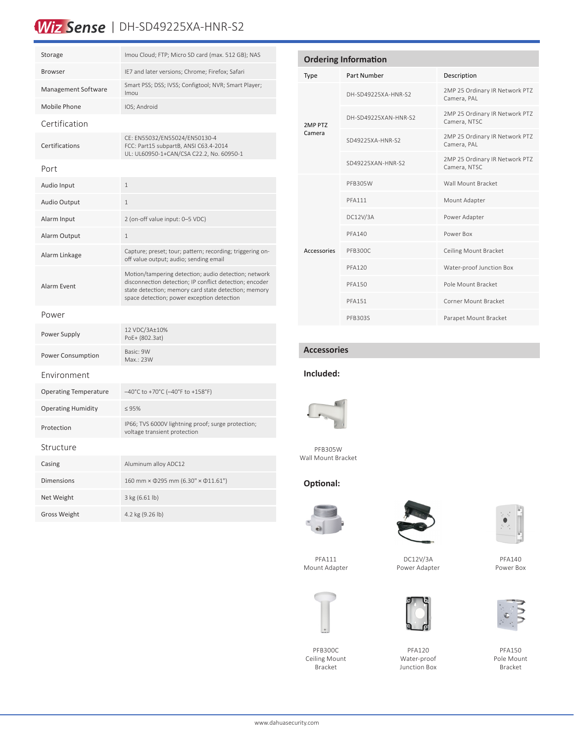# WizSense | DH-SD49225XA-HNR-S2

| | |
|---|---|
| Storage | Imou Cloud; FTP; Micro SD card (max. 512 GB); NAS |
| Browser | IE7 and later versions; Chrome; Firefox; Safari |
| Management Software | Smart PSS; DSS; IVSS; Configtool; NVR; Smart Player; Imou |
| Mobile Phone | IOS; Android |
| **Certification** | |
| Certifications | CE: EN55032/EN55024/EN50130-4<br>FCC: Part15 subpartB, ANSI C63.4-2014<br>UL: UL60950-1+CAN/CSA C22.2, No. 60950-1 |
| **Port** | |
| Audio Input | 1 |
| Audio Output | 1 |
| Alarm Input | 2 (on-off value input: 0–5 VDC) |
| Alarm Output | 1 |
| Alarm Linkage | Capture; preset; tour; pattern; recording; triggering on-off value output; audio; sending email |
| Alarm Event | Motion/tampering detection; audio detection; network disconnection detection; IP conflict detection; encoder state detection; memory card state detection; memory space detection; power exception detection |
| **Power** | |
| Power Supply | 12 VDC/3A±10%<br>PoE+ (802.3at) |
| Power Consumption | Basic: 9W<br>Max.: 23W |
| **Environment** | |
| Operating Temperature | –40°C to +70°C (–40°F to +158°F) |
| Operating Humidity | ≤ 95% |
| Protection | IP66; TVS 6000V lightning proof; surge protection; voltage transient protection |
| **Structure** | |
| Casing | Aluminum alloy ADC12 |
| Dimensions | 160 mm × Φ295 mm (6.30" × Φ11.61") |
| Net Weight | 3 kg (6.61 lb) |
| Gross Weight | 4.2 kg (9.26 lb) |

## Ordering Information

| Type | Part Number | Description |
|---|---|---|
| 2MP PTZ Camera | DH-SD49225XA-HNR-S2 | 2MP 25 Ordinary IR Network PTZ Camera, PAL |
| | DH-SD49225XAN-HNR-S2 | 2MP 25 Ordinary IR Network PTZ Camera, NTSC |
| | SD49225XA-HNR-S2 | 2MP 25 Ordinary IR Network PTZ Camera, PAL |
| | SD49225XAN-HNR-S2 | 2MP 25 Ordinary IR Network PTZ Camera, NTSC |
| Accessories | PFB305W | Wall Mount Bracket |
| | PFA111 | Mount Adapter |
| | DC12V/3A | Power Adapter |
| | PFA140 | Power Box |
| | PFB300C | Ceiling Mount Bracket |
| | PFA120 | Water-proof Junction Box |
| | PFA150 | Pole Mount Bracket |
| | PFA151 | Corner Mount Bracket |
| | PFB303S | Parapet Mount Bracket |

## Accessories

**Included:**

PFB305W
Wall Mount Bracket

**Optional:**

PFA111
Mount Adapter

DC12V/3A
Power Adapter

PFA140
Power Box

PFB300C
Ceiling Mount Bracket

PFA120
Water-proof Junction Box

PFA150
Pole Mount Bracket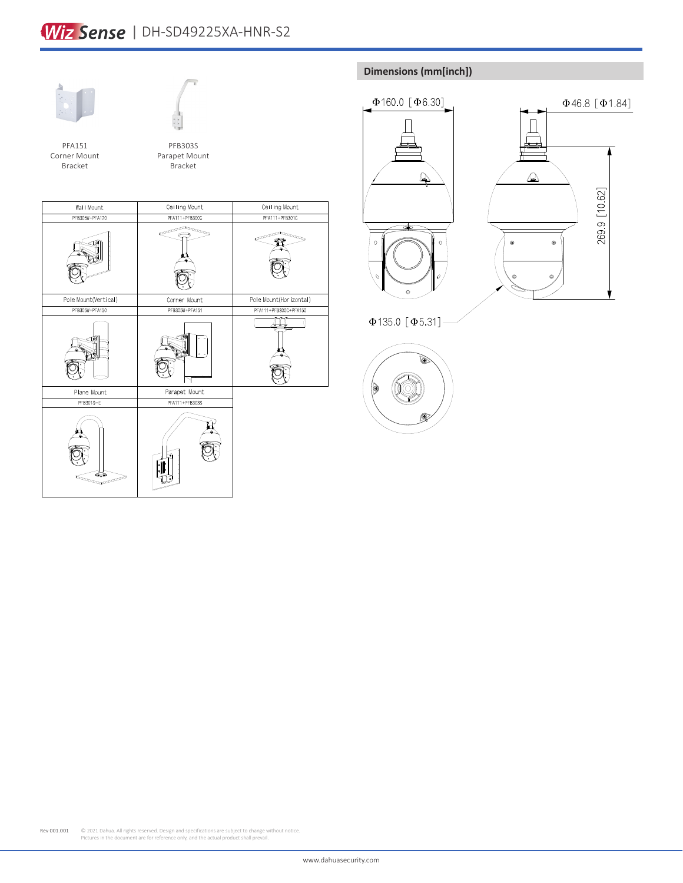PFA151
Corner Mount
Bracket

PFB303S
Parapet Mount
Bracket

| Wall Mount | Ceiling Mount | Ceiling Mount |
|---|---|---|
| PFB305W+PFA120 | PFA111+PFB300C | PFA111+PFB301C |
| Pole Mount(Vertical) | Corner Mount | Pole Mount(Horizontal) |
| PFB305W+PFA150 | PFB305W+PFA151 | PFA111+PFB300C+PFA150 |
| Plane Mount | Parapet Mount | |
| PFB301S-E | PFA111+PFB303S | |

## Dimensions (mm[inch])

Φ160.0 [Φ6.30]

Φ46.8 [Φ1.84]

269.9 [10.62]

Φ135.0 [Φ5.31]

Rev 001.001 © 2021 Dahua. All rights reserved. Design and specifications are subject to change without notice.
Pictures in the document are for reference only, and the actual product shall prevail.